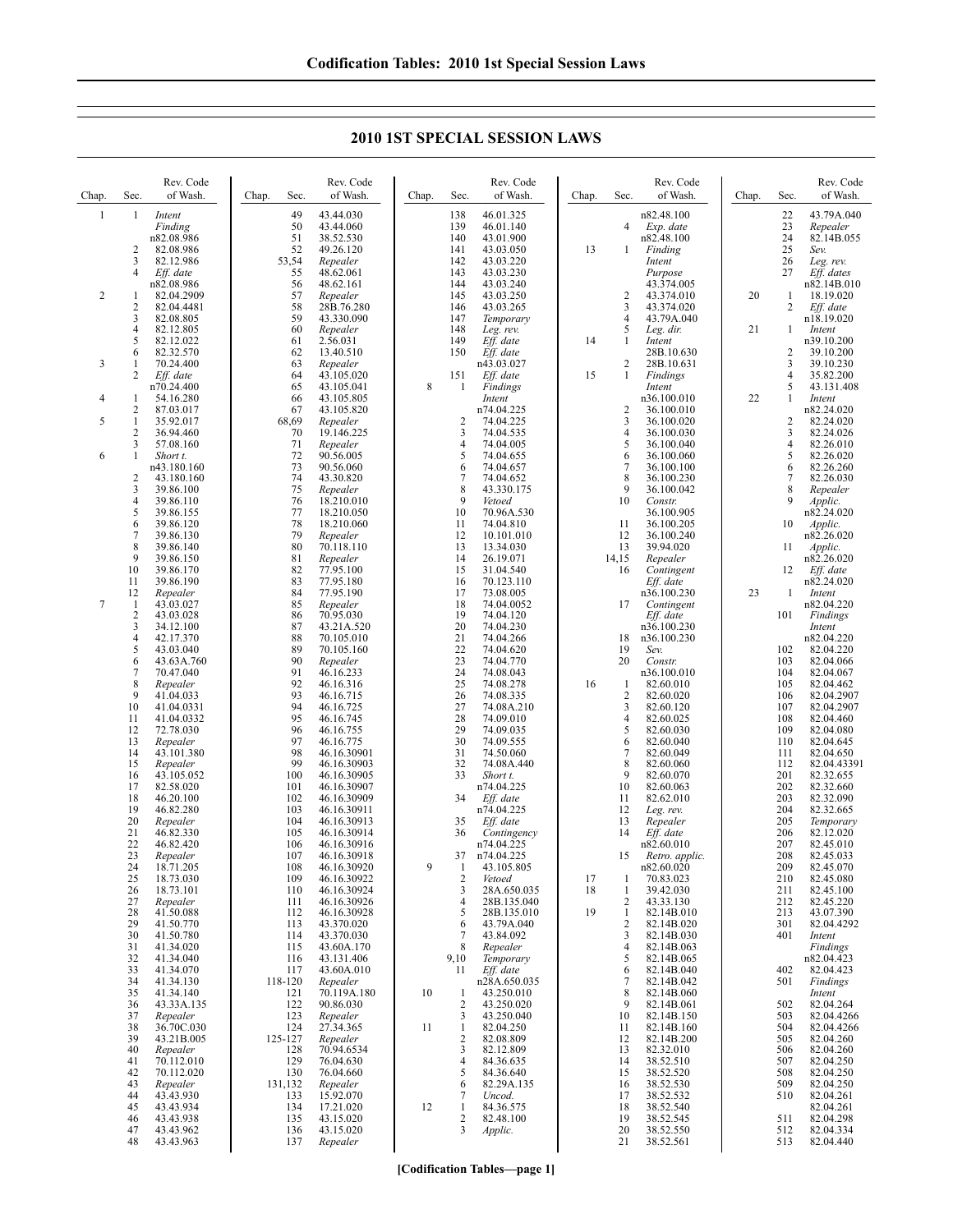# 2010 1ST SPECIAL SESSION LAWS

| Chap. | Sec. | Rev. Code of Wash. |
|---|---|---|
| 1 | 1 | *Intent* *Finding* n82.08.986 |
| | 2 | 82.08.986 |
| | 3 | 82.12.986 |
| | 4 | *Eff. date* n82.08.986 |
| 2 | 1 | 82.04.2909 |
| | 2 | 82.04.4481 |
| | 3 | 82.08.805 |
| | 4 | 82.12.805 |
| | 5 | 82.12.022 |
| | 6 | 82.32.570 |
| 3 | 1 | 70.24.400 |
| | 2 | *Eff. date* n70.24.400 |
| 4 | 1 | 54.16.280 |
| | 2 | 87.03.017 |
| 5 | 1 | 35.92.017 |
| | 2 | 36.94.460 |
| | 3 | 57.08.160 |
| 6 | 1 | *Short t.* n43.180.160 |
| | 2 | 43.180.160 |
| | 3 | 39.86.100 |
| | 4 | 39.86.110 |
| | 5 | 39.86.155 |
| | 6 | 39.86.120 |
| | 7 | 39.86.130 |
| | 8 | 39.86.140 |
| | 9 | 39.86.150 |
| | 10 | 39.86.170 |
| | 11 | 39.86.190 |
| | 12 | *Repealer* |
| 7 | 1 | 43.03.027 |
| | 2 | 43.03.028 |
| | 3 | 34.12.100 |
| | 4 | 42.17.370 |
| | 5 | 43.03.040 |
| | 6 | 43.63A.760 |
| | 7 | 70.47.040 |
| | 8 | *Repealer* |
| | 9 | 41.04.033 |
| | 10 | 41.04.0331 |
| | 11 | 41.04.0332 |
| | 12 | 72.78.030 |
| | 13 | *Repealer* |
| | 14 | 43.101.380 |
| | 15 | *Repealer* |
| | 16 | 43.105.052 |
| | 17 | 82.58.020 |
| | 18 | 46.20.100 |
| | 19 | 46.82.280 |
| | 20 | *Repealer* |
| | 21 | 46.82.330 |
| | 22 | 46.82.420 |
| | 23 | *Repealer* |
| | 24 | 18.71.205 |
| | 25 | 18.73.030 |
| | 26 | 18.73.101 |
| | 27 | *Repealer* |
| | 28 | 41.50.088 |
| | 29 | 41.50.770 |
| | 30 | 41.50.780 |
| | 31 | 41.34.020 |
| | 32 | 41.34.040 |
| | 33 | 41.34.070 |
| | 34 | 41.34.130 |
| | 35 | 41.34.140 |
| | 36 | 43.33A.135 |
| | 37 | *Repealer* |
| | 38 | 36.70C.030 |
| | 39 | 43.21B.005 |
| | 40 | *Repealer* |
| | 41 | 70.112.010 |
| | 42 | 70.112.020 |
| | 43 | *Repealer* |
| | 44 | 43.43.930 |
| | 45 | 43.43.934 |
| | 46 | 43.43.938 |
| | 47 | 43.43.962 |
| | 48 | 43.43.963 |
| | 49 | 43.44.030 |
| | 50 | 43.44.060 |
| | 51 | 38.52.530 |
| | 52 | 49.26.120 |
| | 53,54 | *Repealer* |
| | 55 | 48.62.061 |
| | 56 | 48.62.161 |
| | 57 | *Repealer* |
| | 58 | 28B.76.280 |
| | 59 | 43.330.090 |
| | 60 | *Repealer* |
| | 61 | 2.56.031 |
| | 62 | 13.40.510 |
| | 63 | *Repealer* |
| | 64 | 43.105.020 |
| | 65 | 43.105.041 |
| | 66 | 43.105.805 |
| | 67 | 43.105.820 |
| | 68,69 | *Repealer* |
| | 70 | 19.146.225 |
| | 71 | *Repealer* |
| | 72 | 90.56.005 |
| | 73 | 90.56.060 |
| | 74 | 43.30.820 |
| | 75 | *Repealer* |
| | 76 | 18.210.010 |
| | 77 | 18.210.050 |
| | 78 | 18.210.060 |
| | 79 | *Repealer* |
| | 80 | 70.118.110 |
| | 81 | *Repealer* |
| | 82 | 77.95.100 |
| | 83 | 77.95.180 |
| | 84 | 77.95.190 |
| | 85 | *Repealer* |
| | 86 | 70.95.030 |
| | 87 | 43.21A.520 |
| | 88 | 70.105.010 |
| | 89 | 70.105.160 |
| | 90 | *Repealer* |
| | 91 | 46.16.233 |
| | 92 | 46.16.316 |
| | 93 | 46.16.715 |
| | 94 | 46.16.725 |
| | 95 | 46.16.745 |
| | 96 | 46.16.755 |
| | 97 | 46.16.775 |
| | 98 | 46.16.30901 |
| | 99 | 46.16.30903 |
| | 100 | 46.16.30905 |
| | 101 | 46.16.30907 |
| | 102 | 46.16.30909 |
| | 103 | 46.16.30911 |
| | 104 | 46.16.30913 |
| | 105 | 46.16.30914 |
| | 106 | 46.16.30916 |
| | 107 | 46.16.30918 |
| | 108 | 46.16.30920 |
| | 109 | 46.16.30922 |
| | 110 | 46.16.30924 |
| | 111 | 46.16.30926 |
| | 112 | 46.16.30928 |
| | 113 | 43.370.020 |
| | 114 | 43.370.030 |
| | 115 | 43.60A.170 |
| | 116 | 43.131.406 |
| | 117 | 43.60A.010 |
| | 118-120 | *Repealer* |
| | 121 | 70.119A.180 |
| | 122 | 90.86.030 |
| | 123 | *Repealer* |
| | 124 | 27.34.365 |
| | 125-127 | *Repealer* |
| | 128 | 70.94.6534 |
| | 129 | 76.04.630 |
| | 130 | 76.04.660 |
| | 131,132 | *Repealer* |
| | 133 | 15.92.070 |
| | 134 | 17.21.020 |
| | 135 | 43.15.020 |
| | 136 | 43.15.020 |
| | 137 | *Repealer* |
| | 138 | 46.01.325 |
| | 139 | 46.01.140 |
| | 140 | 43.01.900 |
| | 141 | 43.03.050 |
| | 142 | 43.03.220 |
| | 143 | 43.03.230 |
| | 144 | 43.03.240 |
| | 145 | 43.03.250 |
| | 146 | 43.03.265 |
| | 147 | *Temporary* |
| | 148 | *Leg. rev.* |
| | 149 | *Eff. date* |
| | 150 | *Eff. date* n43.03.027 |
| | 151 | *Eff. date* |
| 8 | 1 | *Findings* *Intent* n74.04.225 |
| | 2 | 74.04.225 |
| | 3 | 74.04.535 |
| | 4 | 74.04.005 |
| | 5 | 74.04.655 |
| | 6 | 74.04.657 |
| | 7 | 74.04.652 |
| | 8 | 43.330.175 |
| | 9 | *Vetoed* |
| | 10 | 70.96A.530 |
| | 11 | 74.04.810 |
| | 12 | 10.101.010 |
| | 13 | 13.34.030 |
| | 14 | 26.19.071 |
| | 15 | 31.04.540 |
| | 16 | 70.123.110 |
| | 17 | 73.08.005 |
| | 18 | 74.04.0052 |
| | 19 | 74.04.120 |
| | 20 | 74.04.230 |
| | 21 | 74.04.266 |
| | 22 | 74.04.620 |
| | 23 | 74.04.770 |
| | 24 | 74.08.043 |
| | 25 | 74.08.278 |
| | 26 | 74.08.335 |
| | 27 | 74.08A.210 |
| | 28 | 74.09.010 |
| | 29 | 74.09.035 |
| | 30 | 74.09.555 |
| | 31 | 74.50.060 |
| | 32 | 74.08A.440 |
| | 33 | *Short t.* n74.04.225 |
| | 34 | *Eff. date* n74.04.225 |
| | 35 | *Eff. date* |
| | 36 | *Contingency* n74.04.225 |
| | 37 | n74.04.225 |
| 9 | 1 | 43.105.805 |
| | 2 | *Vetoed* |
| | 3 | 28A.650.035 |
| | 4 | 28B.135.040 |
| | 5 | 28B.135.010 |
| | 6 | 43.79A.040 |
| | 7 | 43.84.092 |
| | 8 | *Repealer* |
| | 9,10 | *Temporary* |
| | 11 | *Eff. date* n28A.650.035 |
| 10 | 1 | 43.250.010 |
| | 2 | 43.250.020 |
| | 3 | 43.250.040 |
| 11 | 1 | 82.04.250 |
| | 2 | 82.08.809 |
| | 3 | 82.12.809 |
| | 4 | 84.36.635 |
| | 5 | 84.36.640 |
| | 6 | 82.29A.135 |
| | 7 | *Uncod.* |
| 12 | 1 | 84.36.575 |
| | 2 | 82.48.100 |
| | 3 | *Applic.* n82.48.100 |
| | 4 | *Exp. date* n82.48.100 |
| 13 | 1 | *Finding* *Intent* *Purpose* 43.374.005 |
| | 2 | 43.374.010 |
| | 3 | 43.374.020 |
| | 4 | 43.79A.040 |
| | 5 | *Leg. dir.* |
| 14 | 1 | *Intent* 28B.10.630 |
| | 2 | 28B.10.631 |
| 15 | 1 | *Findings* *Intent* n36.100.010 |
| | 2 | 36.100.010 |
| | 3 | 36.100.020 |
| | 4 | 36.100.030 |
| | 5 | 36.100.040 |
| | 6 | 36.100.060 |
| | 7 | 36.100.100 |
| | 8 | 36.100.230 |
| | 9 | 36.100.042 |
| | 10 | *Constr.* 36.100.905 |
| | 11 | 36.100.205 |
| | 12 | 36.100.240 |
| | 13 | 39.94.020 |
| | 14,15 | *Repealer* |
| | 16 | *Contingent* *Eff. date* n36.100.230 |
| | 17 | *Contingent* *Eff. date* n36.100.230 |
| | 18 | n36.100.230 |
| | 19 | *Sev.* |
| | 20 | *Constr.* n36.100.010 |
| 16 | 1 | 82.60.010 |
| | 2 | 82.60.020 |
| | 3 | 82.60.120 |
| | 4 | 82.60.025 |
| | 5 | 82.60.030 |
| | 6 | 82.60.040 |
| | 7 | 82.60.049 |
| | 8 | 82.60.060 |
| | 9 | 82.60.070 |
| | 10 | 82.60.063 |
| | 11 | 82.62.010 |
| | 12 | *Leg. rev.* |
| | 13 | *Repealer* |
| | 14 | *Eff. date* n82.60.010 |
| | 15 | *Retro. applic.* n82.60.020 |
| 17 | 1 | 70.83.023 |
| 18 | 1 | 39.42.030 |
| | 2 | 43.33.130 |
| 19 | 1 | 82.14B.010 |
| | 2 | 82.14B.020 |
| | 3 | 82.14B.030 |
| | 4 | 82.14B.063 |
| | 5 | 82.14B.065 |
| | 6 | 82.14B.040 |
| | 7 | 82.14B.042 |
| | 8 | 82.14B.060 |
| | 9 | 82.14B.061 |
| | 10 | 82.14B.150 |
| | 11 | 82.14B.160 |
| | 12 | 82.14B.200 |
| | 13 | 82.32.010 |
| | 14 | 38.52.510 |
| | 15 | 38.52.520 |
| | 16 | 38.52.530 |
| | 17 | 38.52.532 |
| | 18 | 38.52.540 |
| | 19 | 38.52.545 |
| | 20 | 38.52.550 |
| | 21 | 38.52.561 |
| | 22 | 43.79A.040 |
| | 23 | *Repealer* |
| | 24 | 82.14B.055 |
| | 25 | *Sev.* |
| | 26 | *Leg. rev.* |
| | 27 | *Eff. dates* n82.14B.010 |
| 20 | 1 | 18.19.020 |
| | 2 | *Eff. date* n18.19.020 |
| 21 | 1 | *Intent* n39.10.200 |
| | 2 | 39.10.200 |
| | 3 | 39.10.230 |
| | 4 | 35.82.200 |
| | 5 | 43.131.408 |
| 22 | 1 | *Intent* n82.24.020 |
| | 2 | 82.24.020 |
| | 3 | 82.24.026 |
| | 4 | 82.26.010 |
| | 5 | 82.26.020 |
| | 6 | 82.26.260 |
| | 7 | 82.26.030 |
| | 8 | *Repealer* |
| | 9 | *Applic.* n82.24.020 |
| | 10 | *Applic.* n82.26.020 |
| | 11 | *Applic.* n82.26.020 |
| | 12 | *Eff. date* n82.24.020 |
| 23 | 1 | *Intent* n82.04.220 |
| | 101 | *Findings* *Intent* n82.04.220 |
| | 102 | 82.04.220 |
| | 103 | 82.04.066 |
| | 104 | 82.04.067 |
| | 105 | 82.04.462 |
| | 106 | 82.04.2907 |
| | 107 | 82.04.2907 |
| | 108 | 82.04.460 |
| | 109 | 82.04.080 |
| | 110 | 82.04.645 |
| | 111 | 82.04.650 |
| | 112 | 82.04.43391 |
| | 201 | 82.32.655 |
| | 202 | 82.32.660 |
| | 203 | 82.32.090 |
| | 204 | 82.32.665 |
| | 205 | *Temporary* |
| | 206 | 82.12.020 |
| | 207 | 82.45.010 |
| | 208 | 82.45.033 |
| | 209 | 82.45.070 |
| | 210 | 82.45.080 |
| | 211 | 82.45.100 |
| | 212 | 82.45.220 |
| | 213 | 43.07.390 |
| | 301 | 82.04.4292 |
| | 401 | *Intent* *Findings* n82.04.423 |
| | 402 | 82.04.423 |
| | 501 | *Findings* *Intent* |
| | 502 | 82.04.264 |
| | 503 | 82.04.4266 |
| | 504 | 82.04.4266 |
| | 505 | 82.04.260 |
| | 506 | 82.04.260 |
| | 507 | 82.04.250 |
| | 508 | 82.04.250 |
| | 509 | 82.04.250 |
| | 510 | 82.04.261 82.04.261 |
| | 511 | 82.04.298 |
| | 512 | 82.04.334 |
| | 513 | 82.04.440 |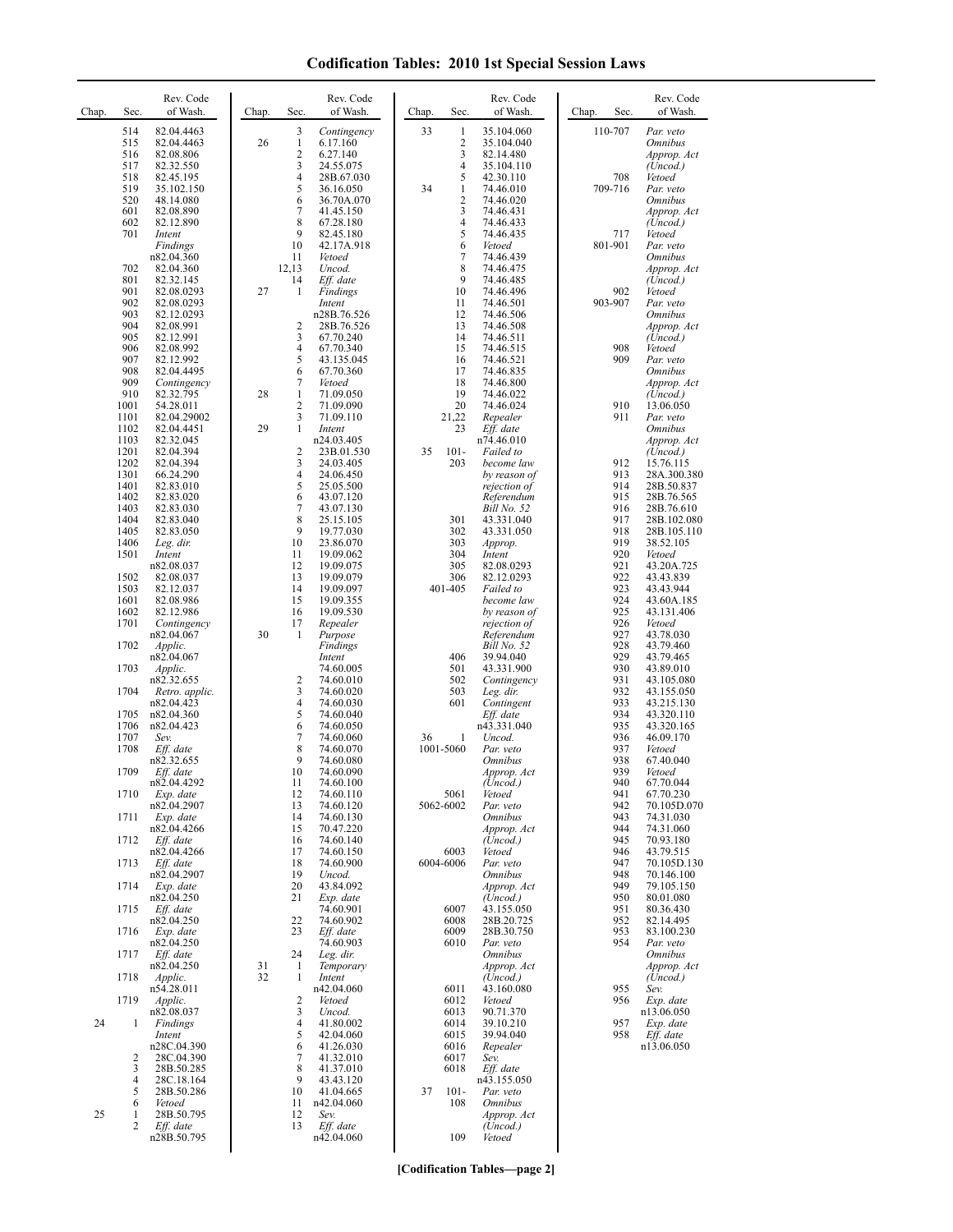# Codification Tables: 2010 1st Special Session Laws

| Chap. | Sec. | Rev. Code of Wash. |
|---|---|---|
| | 514 | 82.04.4463 |
| | 515 | 82.04.4463 |
| | 516 | 82.08.806 |
| | 517 | 82.32.550 |
| | 518 | 82.45.195 |
| | 519 | 35.102.150 |
| | 520 | 48.14.080 |
| | 601 | 82.08.890 |
| | 602 | 82.12.890 |
| | 701 | *Intent* *Findings* n82.04.360 |
| | 702 | 82.04.360 |
| | 801 | 82.32.145 |
| | 901 | 82.08.0293 |
| | 902 | 82.08.0293 |
| | 903 | 82.12.0293 |
| | 904 | 82.08.991 |
| | 905 | 82.12.991 |
| | 906 | 82.08.992 |
| | 907 | 82.12.992 |
| | 908 | 82.04.4495 |
| | 909 | *Contingency* |
| | 910 | 82.32.795 |
| | 1001 | 54.28.011 |
| | 1101 | 82.04.29002 |
| | 1102 | 82.04.4451 |
| | 1103 | 82.32.045 |
| | 1201 | 82.04.394 |
| | 1202 | 82.04.394 |
| | 1301 | 66.24.290 |
| | 1401 | 82.83.010 |
| | 1402 | 82.83.020 |
| | 1403 | 82.83.030 |
| | 1404 | 82.83.040 |
| | 1405 | 82.83.050 |
| | 1406 | *Leg. dir.* |
| | 1501 | *Intent* n82.08.037 |
| | 1502 | 82.08.037 |
| | 1503 | 82.12.037 |
| | 1601 | 82.08.986 |
| | 1602 | 82.12.986 |
| | 1701 | *Contingency* n82.04.067 |
| | 1702 | *Applic.* n82.04.067 |
| | 1703 | *Applic.* n82.32.655 |
| | 1704 | *Retro. applic.* n82.04.423 |
| | 1705 | n82.04.360 |
| | 1706 | n82.04.423 |
| | 1707 | *Sev.* |
| | 1708 | *Eff. date* n82.32.655 |
| | 1709 | *Eff. date* n82.04.4292 |
| | 1710 | *Exp. date* n82.04.2907 |
| | 1711 | *Exp. date* n82.04.4266 |
| | 1712 | *Eff. date* n82.04.4266 |
| | 1713 | *Eff. date* n82.04.2907 |
| | 1714 | *Exp. date* n82.04.250 |
| | 1715 | *Eff. date* n82.04.250 |
| | 1716 | *Exp. date* n82.04.250 |
| | 1717 | *Eff. date* n82.04.250 |
| | 1718 | *Applic.* n54.28.011 |
| | 1719 | *Applic.* n82.08.037 |
| 24 | 1 | *Findings* *Intent* n28C.04.390 |
| | 2 | 28C.04.390 |
| | 3 | 28B.50.285 |
| | 4 | 28C.18.164 |
| | 5 | 28B.50.286 |
| | 6 | *Vetoed* |
| 25 | 1 | 28B.50.795 |
| | 2 | *Eff. date* n28B.50.795 |
| | 3 | *Contingency* |
| 26 | 1 | 6.17.160 |
| | 2 | 6.27.140 |
| | 3 | 24.55.075 |
| | 4 | 28B.67.030 |
| | 5 | 36.16.050 |
| | 6 | 36.70A.070 |
| | 7 | 41.45.150 |
| | 8 | 67.28.180 |
| | 9 | 82.45.180 |
| | 10 | 42.17A.918 |
| | 11 | *Vetoed* |
| | 12,13 | *Uncod.* |
| | 14 | *Eff. date* |
| 27 | 1 | *Findings* *Intent* n28B.76.526 |
| | 2 | 28B.76.526 |
| | 3 | 67.70.240 |
| | 4 | 67.70.340 |
| | 5 | 43.135.045 |
| | 6 | 67.70.360 |
| | 7 | *Vetoed* |
| 28 | 1 | 71.09.050 |
| | 2 | 71.09.090 |
| | 3 | 71.09.110 |
| 29 | 1 | *Intent* n24.03.405 |
| | 2 | 23B.01.530 |
| | 3 | 24.03.405 |
| | 4 | 24.06.450 |
| | 5 | 25.05.500 |
| | 6 | 43.07.120 |
| | 7 | 43.07.130 |
| | 8 | 25.15.105 |
| | 9 | 19.77.030 |
| | 10 | 23.86.070 |
| | 11 | 19.09.062 |
| | 12 | 19.09.075 |
| | 13 | 19.09.079 |
| | 14 | 19.09.097 |
| | 15 | 19.09.355 |
| | 16 | 19.09.530 |
| | 17 | *Repealer* |
| 30 | 1 | *Purpose* *Findings* *Intent* 74.60.005 |
| | 2 | 74.60.010 |
| | 3 | 74.60.020 |
| | 4 | 74.60.030 |
| | 5 | 74.60.040 |
| | 6 | 74.60.050 |
| | 7 | 74.60.060 |
| | 8 | 74.60.070 |
| | 9 | 74.60.080 |
| | 10 | 74.60.090 |
| | 11 | 74.60.100 |
| | 12 | 74.60.110 |
| | 13 | 74.60.120 |
| | 14 | 74.60.130 |
| | 15 | 70.47.220 |
| | 16 | 74.60.140 |
| | 17 | 74.60.150 |
| | 18 | 74.60.900 |
| | 19 | *Uncod.* |
| | 20 | 43.84.092 |
| | 21 | *Exp. date* 74.60.901 |
| | 22 | 74.60.902 |
| | 23 | *Eff. date* 74.60.903 |
| | 24 | *Leg. dir.* |
| 31 | 1 | *Temporary* |
| 32 | 1 | *Intent* n42.04.060 |
| | 2 | *Vetoed* |
| | 3 | *Uncod.* |
| | 4 | 41.80.002 |
| | 5 | 42.04.060 |
| | 6 | 41.26.030 |
| | 7 | 41.32.010 |
| | 8 | 41.37.010 |
| | 9 | 43.43.120 |
| | 10 | 41.04.665 |
| | 11 | n42.04.060 |
| | 12 | *Sev.* |
| | 13 | *Eff. date* n42.04.060 |
| 33 | 1 | 35.104.060 |
| | 2 | 35.104.040 |
| | 3 | 82.14.480 |
| | 4 | 35.104.110 |
| | 5 | 42.30.110 |
| 34 | 1 | 74.46.010 |
| | 2 | 74.46.020 |
| | 3 | 74.46.431 |
| | 4 | 74.46.433 |
| | 5 | 74.46.435 |
| | 6 | *Vetoed* |
| | 7 | 74.46.439 |
| | 8 | 74.46.475 |
| | 9 | 74.46.485 |
| | 10 | 74.46.496 |
| | 11 | 74.46.501 |
| | 12 | 74.46.506 |
| | 13 | 74.46.508 |
| | 14 | 74.46.511 |
| | 15 | 74.46.515 |
| | 16 | 74.46.521 |
| | 17 | 74.46.835 |
| | 18 | 74.46.800 |
| | 19 | 74.46.022 |
| | 20 | 74.46.024 |
| | 21,22 | *Repealer* |
| | 23 | *Eff. date* n74.46.010 |
| 35 | 101-203 | *Failed to become law by reason of rejection of Referendum Bill No. 52* |
| | 301 | 43.331.040 |
| | 302 | 43.331.050 |
| | 303 | *Approp.* |
| | 304 | *Intent* |
| | 305 | 82.08.0293 |
| | 306 | 82.12.0293 |
| | 401-405 | *Failed to become law by reason of rejection of Referendum Bill No. 52* |
| | 406 | 39.94.040 |
| | 501 | 43.331.900 |
| | 502 | *Contingency* |
| | 503 | *Leg. dir.* |
| | 601 | *Contingent Eff. date* n43.331.040 |
| 36 | 1 | *Uncod.* |
| | 1001-5060 | *Par. veto Omnibus Approp. Act (Uncod.)* |
| | 5061 | *Vetoed* |
| | 5062-6002 | *Par. veto Omnibus Approp. Act (Uncod.)* |
| | 6003 | *Vetoed* |
| | 6004-6006 | *Par. veto Omnibus Approp. Act (Uncod.)* |
| | 6007 | 43.155.050 |
| | 6008 | 28B.20.725 |
| | 6009 | 28B.30.750 |
| | 6010 | *Par. veto Omnibus Approp. Act (Uncod.)* |
| | 6011 | 43.160.080 |
| | 6012 | *Vetoed* |
| | 6013 | 90.71.370 |
| | 6014 | 39.10.210 |
| | 6015 | 39.94.040 |
| | 6016 | *Repealer* |
| | 6017 | *Sev.* |
| | 6018 | *Eff. date* n43.155.050 |
| 37 | 101-108 | *Par. veto Omnibus Approp. Act (Uncod.)* |
| | 109 | *Vetoed* |
| | 110-707 | *Par. veto Omnibus Approp. Act (Uncod.)* |
| | 708 | *Vetoed* |
| | 709-716 | *Par. veto Omnibus Approp. Act (Uncod.)* |
| | 717 | *Vetoed* |
| | 801-901 | *Par. veto Omnibus Approp. Act (Uncod.)* |
| | 902 | *Vetoed* |
| | 903-907 | *Par. veto Omnibus Approp. Act (Uncod.)* |
| | 908 | *Vetoed* |
| | 909 | *Par. veto Omnibus Approp. Act (Uncod.)* |
| | 910 | 13.06.050 |
| | 911 | *Par. veto Omnibus Approp. Act (Uncod.)* |
| | 912 | 15.76.115 |
| | 913 | 28A.300.380 |
| | 914 | 28B.50.837 |
| | 915 | 28B.76.565 |
| | 916 | 28B.76.610 |
| | 917 | 28B.102.080 |
| | 918 | 28B.105.110 |
| | 919 | 38.52.105 |
| | 920 | *Vetoed* |
| | 921 | 43.20A.725 |
| | 922 | 43.43.839 |
| | 923 | 43.43.944 |
| | 924 | 43.60A.185 |
| | 925 | 43.131.406 |
| | 926 | *Vetoed* |
| | 927 | 43.78.030 |
| | 928 | 43.79.460 |
| | 929 | 43.79.465 |
| | 930 | 43.89.010 |
| | 931 | 43.105.080 |
| | 932 | 43.155.050 |
| | 933 | 43.215.130 |
| | 934 | 43.320.110 |
| | 935 | 43.320.165 |
| | 936 | 46.09.170 |
| | 937 | *Vetoed* |
| | 938 | 67.40.040 |
| | 939 | *Vetoed* |
| | 940 | 67.70.044 |
| | 941 | 67.70.230 |
| | 942 | 70.105D.070 |
| | 943 | 74.31.030 |
| | 944 | 74.31.060 |
| | 945 | 70.93.180 |
| | 946 | 43.79.515 |
| | 947 | 70.105D.130 |
| | 948 | 70.146.100 |
| | 949 | 79.105.150 |
| | 950 | 80.01.080 |
| | 951 | 80.36.430 |
| | 952 | 82.14.495 |
| | 953 | 83.100.230 |
| | 954 | *Par. veto Omnibus Approp. Act (Uncod.)* |
| | 955 | *Sev.* |
| | 956 | *Exp. date* n13.06.050 |
| | 957 | *Exp. date* |
| | 958 | *Eff. date* n13.06.050 |